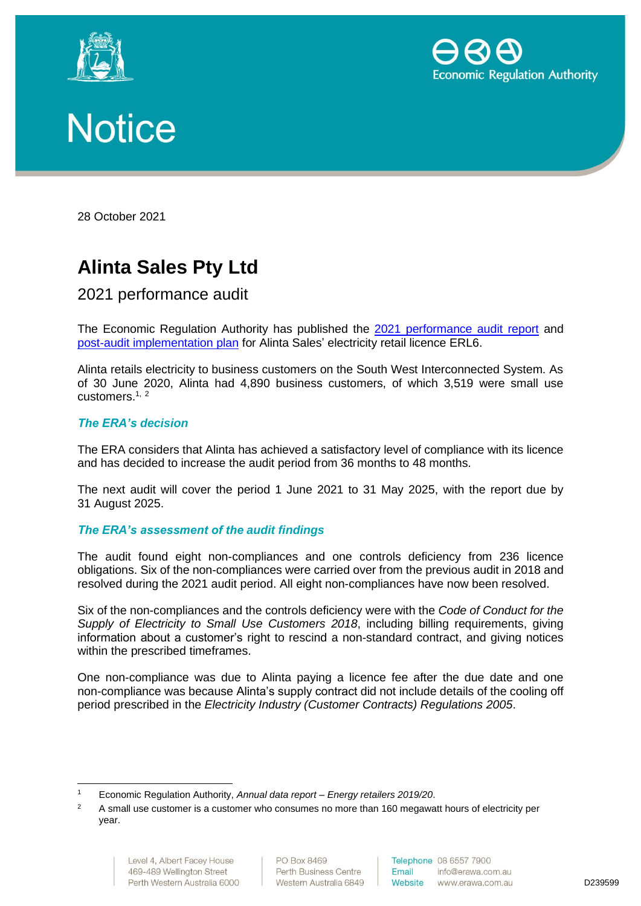# Notice

28 October 2021

# Alinta Sales Pty Ltd

## 2021 performance audit

The Economic Regulation Authority has published the 2021 performance audit report and post-audit implementation plan for Alinta Sales' electricity retail licence ERL6.

Alinta retails electricity to business customers on the South West Interconnected System. As of 30 June 2020, Alinta had 4,890 business customers, of which 3,519 were small use customers.[1, 2]

### *The ERA's decision*

The ERA considers that Alinta has achieved a satisfactory level of compliance with its licence and has decided to increase the audit period from 36 months to 48 months.

The next audit will cover the period 1 June 2021 to 31 May 2025, with the report due by 31 August 2025.

### *The ERA's assessment of the audit findings*

The audit found eight non-compliances and one controls deficiency from 236 licence obligations. Six of the non-compliances were carried over from the previous audit in 2018 and resolved during the 2021 audit period. All eight non-compliances have now been resolved.

Six of the non-compliances and the controls deficiency were with the *Code of Conduct for the Supply of Electricity to Small Use Customers 2018*, including billing requirements, giving information about a customer's right to rescind a non-standard contract, and giving notices within the prescribed timeframes.

One non-compliance was due to Alinta paying a licence fee after the due date and one non-compliance was because Alinta's supply contract did not include details of the cooling off period prescribed in the *Electricity Industry (Customer Contracts) Regulations 2005*.

---

[1] Economic Regulation Authority, *Annual data report – Energy retailers 2019/20*.

[2] A small use customer is a customer who consumes no more than 160 megawatt hours of electricity per year.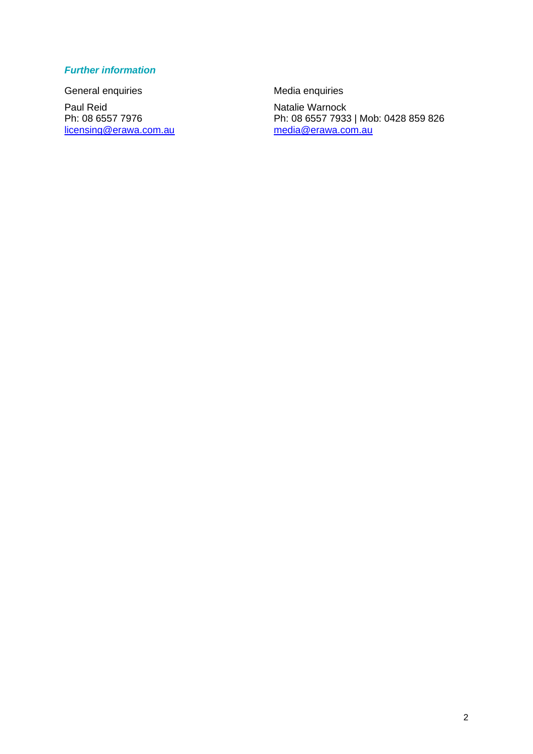### *Further information*

General enquiries

Paul Reid
Ph: 08 6557 7976
licensing@erawa.com.au

Media enquiries

Natalie Warnock
Ph: 08 6557 7933 | Mob: 0428 859 826
media@erawa.com.au